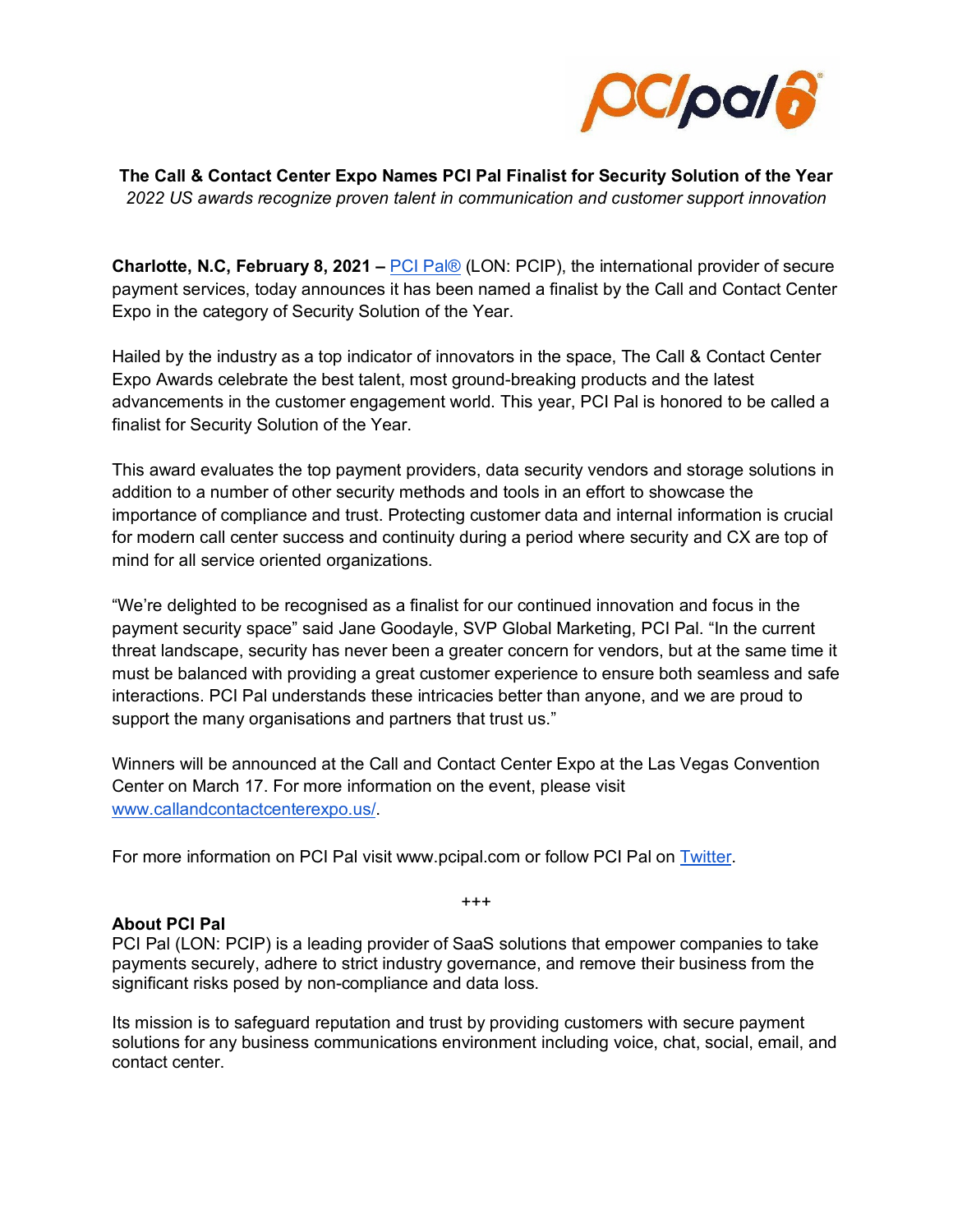**The Call & Contact Center Expo Names PCI Pal Finalist for Security Solution of the Year**

*2022 US awards recognize proven talent in communication and customer support innovation*

**Charlotte, N.C, February 8, 2021 –** [PCI Pal®](http://www.pcipal.com) (LON: PCIP), the international provider of secure payment services, today announces it has been named a finalist by the Call and Contact Center Expo in the category of Security Solution of the Year.

Hailed by the industry as a top indicator of innovators in the space, The Call & Contact Center Expo Awards celebrate the best talent, most ground-breaking products and the latest advancements in the customer engagement world. This year, PCI Pal is honored to be called a finalist for Security Solution of the Year.

This award evaluates the top payment providers, data security vendors and storage solutions in addition to a number of other security methods and tools in an effort to showcase the importance of compliance and trust. Protecting customer data and internal information is crucial for modern call center success and continuity during a period where security and CX are top of mind for all service oriented organizations.

"We're delighted to be recognised as a finalist for our continued innovation and focus in the payment security space" said Jane Goodayle, SVP Global Marketing, PCI Pal. "In the current threat landscape, security has never been a greater concern for vendors, but at the same time it must be balanced with providing a great customer experience to ensure both seamless and safe interactions. PCI Pal understands these intricacies better than anyone, and we are proud to support the many organisations and partners that trust us."

Winners will be announced at the Call and Contact Center Expo at the Las Vegas Convention Center on March 17. For more information on the event, please visit [www.callandcontactcenterexpo.us/](http://www.callandcontactcenterexpo.us/).

For more information on PCI Pal visit www.pcipal.com or follow PCI Pal on Twitter.

+++

**About PCI Pal**

PCI Pal (LON: PCIP) is a leading provider of SaaS solutions that empower companies to take payments securely, adhere to strict industry governance, and remove their business from the significant risks posed by non-compliance and data loss.

Its mission is to safeguard reputation and trust by providing customers with secure payment solutions for any business communications environment including voice, chat, social, email, and contact center.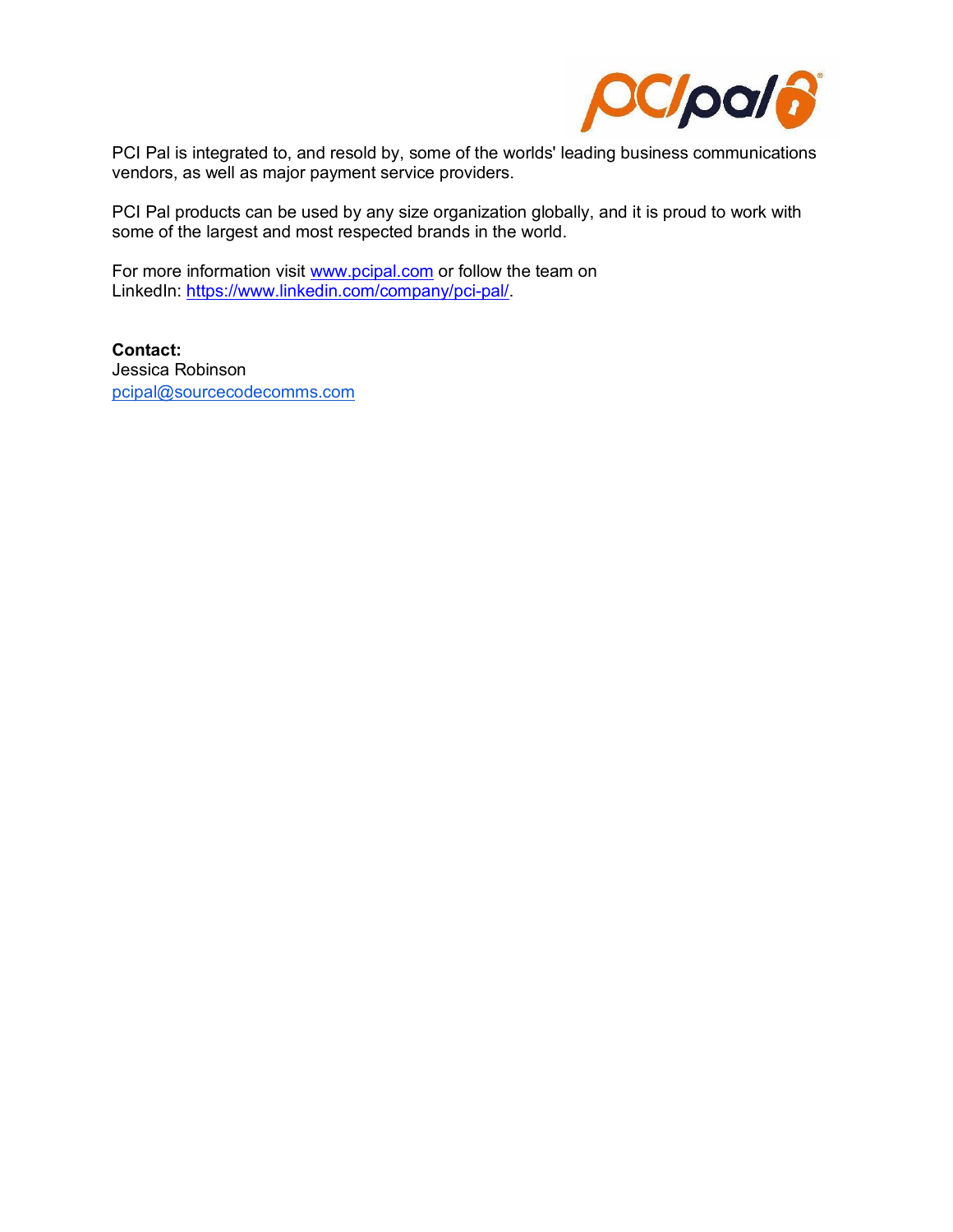PCI Pal is integrated to, and resold by, some of the worlds' leading business communications vendors, as well as major payment service providers.

PCI Pal products can be used by any size organization globally, and it is proud to work with some of the largest and most respected brands in the world.

For more information visit www.pcipal.com or follow the team on LinkedIn: https://www.linkedin.com/company/pci-pal/.

**Contact:**
Jessica Robinson
pcipal@sourcecodecomms.com